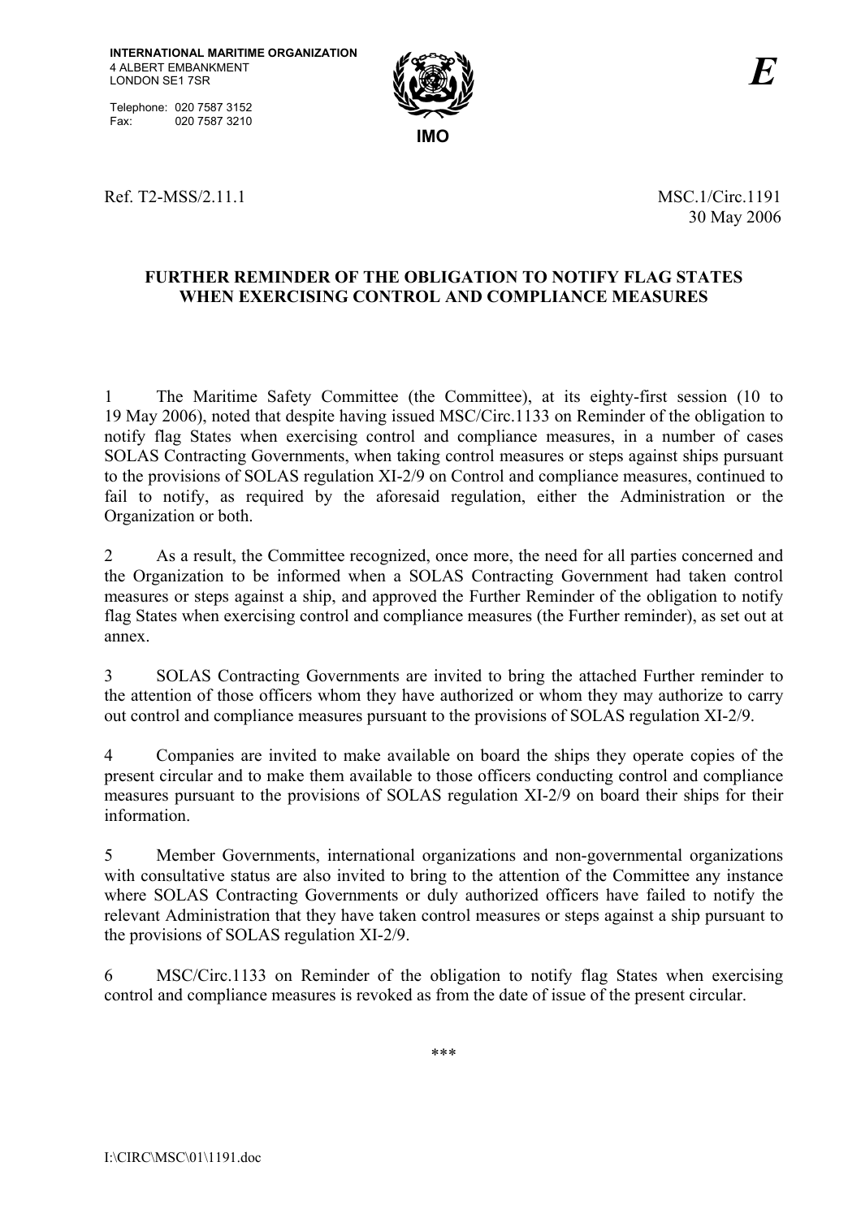INTERNATIONAL MARITIME ORGANIZATION
4 ALBERT EMBANKMENT
LONDON SE1 7SR

Telephone: 020 7587 3152
Fax: 020 7587 3210

IMO

*E*

Ref. T2-MSS/2.11.1

MSC.1/Circ.1191
30 May 2006

# FURTHER REMINDER OF THE OBLIGATION TO NOTIFY FLAG STATES WHEN EXERCISING CONTROL AND COMPLIANCE MEASURES

1 The Maritime Safety Committee (the Committee), at its eighty-first session (10 to 19 May 2006), noted that despite having issued MSC/Circ.1133 on Reminder of the obligation to notify flag States when exercising control and compliance measures, in a number of cases SOLAS Contracting Governments, when taking control measures or steps against ships pursuant to the provisions of SOLAS regulation XI-2/9 on Control and compliance measures, continued to fail to notify, as required by the aforesaid regulation, either the Administration or the Organization or both.

2 As a result, the Committee recognized, once more, the need for all parties concerned and the Organization to be informed when a SOLAS Contracting Government had taken control measures or steps against a ship, and approved the Further Reminder of the obligation to notify flag States when exercising control and compliance measures (the Further reminder), as set out at annex.

3 SOLAS Contracting Governments are invited to bring the attached Further reminder to the attention of those officers whom they have authorized or whom they may authorize to carry out control and compliance measures pursuant to the provisions of SOLAS regulation XI-2/9.

4 Companies are invited to make available on board the ships they operate copies of the present circular and to make them available to those officers conducting control and compliance measures pursuant to the provisions of SOLAS regulation XI-2/9 on board their ships for their information.

5 Member Governments, international organizations and non-governmental organizations with consultative status are also invited to bring to the attention of the Committee any instance where SOLAS Contracting Governments or duly authorized officers have failed to notify the relevant Administration that they have taken control measures or steps against a ship pursuant to the provisions of SOLAS regulation XI-2/9.

6 MSC/Circ.1133 on Reminder of the obligation to notify flag States when exercising control and compliance measures is revoked as from the date of issue of the present circular.

***

I:\CIRC\MSC\01\1191.doc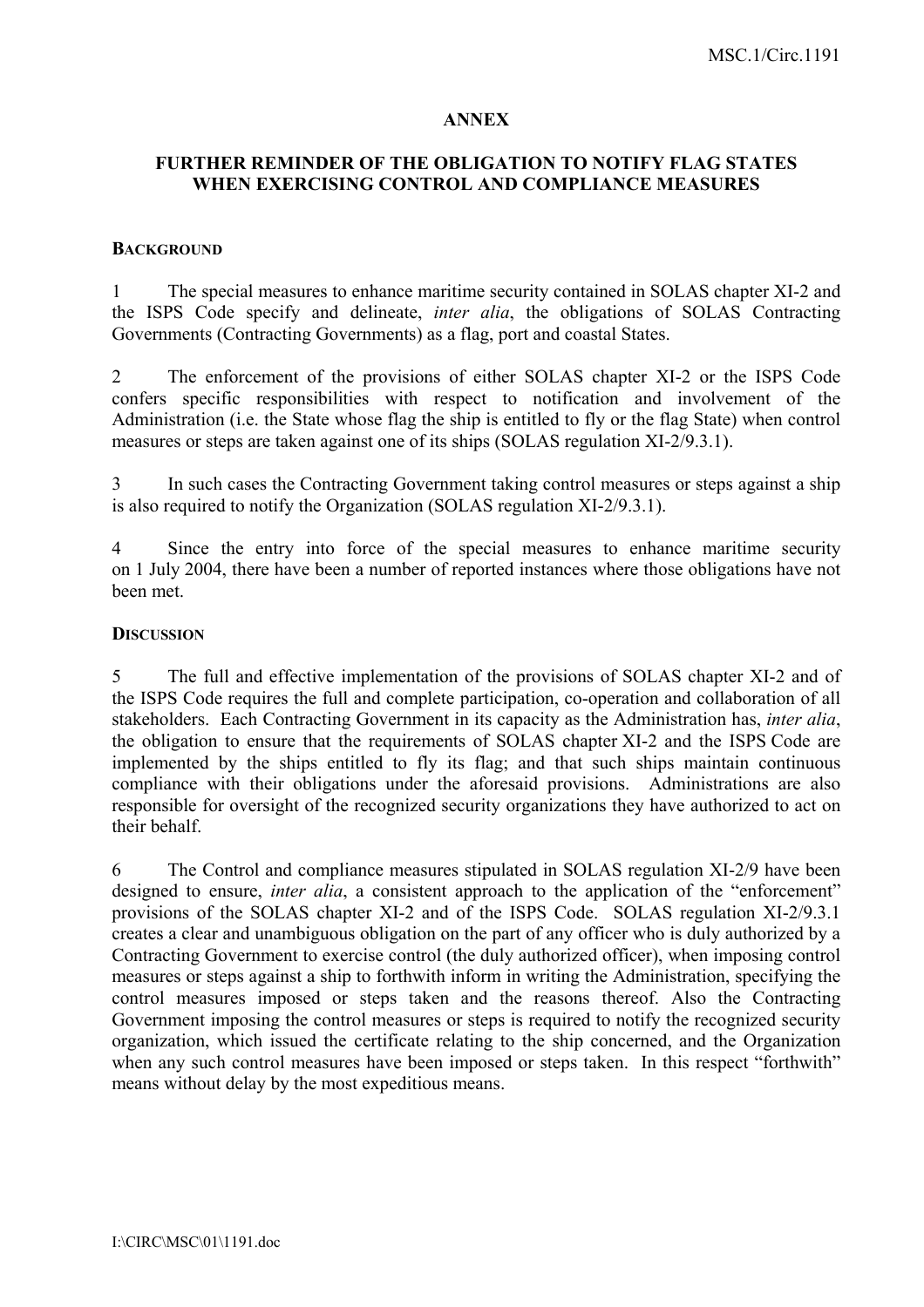## ANNEX

## FURTHER REMINDER OF THE OBLIGATION TO NOTIFY FLAG STATES WHEN EXERCISING CONTROL AND COMPLIANCE MEASURES

### BACKGROUND

1 The special measures to enhance maritime security contained in SOLAS chapter XI-2 and the ISPS Code specify and delineate, *inter alia*, the obligations of SOLAS Contracting Governments (Contracting Governments) as a flag, port and coastal States.

2 The enforcement of the provisions of either SOLAS chapter XI-2 or the ISPS Code confers specific responsibilities with respect to notification and involvement of the Administration (i.e. the State whose flag the ship is entitled to fly or the flag State) when control measures or steps are taken against one of its ships (SOLAS regulation XI-2/9.3.1).

3 In such cases the Contracting Government taking control measures or steps against a ship is also required to notify the Organization (SOLAS regulation XI-2/9.3.1).

4 Since the entry into force of the special measures to enhance maritime security on 1 July 2004, there have been a number of reported instances where those obligations have not been met.

### DISCUSSION

5 The full and effective implementation of the provisions of SOLAS chapter XI-2 and of the ISPS Code requires the full and complete participation, co-operation and collaboration of all stakeholders. Each Contracting Government in its capacity as the Administration has, *inter alia*, the obligation to ensure that the requirements of SOLAS chapter XI-2 and the ISPS Code are implemented by the ships entitled to fly its flag; and that such ships maintain continuous compliance with their obligations under the aforesaid provisions. Administrations are also responsible for oversight of the recognized security organizations they have authorized to act on their behalf.

6 The Control and compliance measures stipulated in SOLAS regulation XI-2/9 have been designed to ensure, *inter alia*, a consistent approach to the application of the "enforcement" provisions of the SOLAS chapter XI-2 and of the ISPS Code. SOLAS regulation XI-2/9.3.1 creates a clear and unambiguous obligation on the part of any officer who is duly authorized by a Contracting Government to exercise control (the duly authorized officer), when imposing control measures or steps against a ship to forthwith inform in writing the Administration, specifying the control measures imposed or steps taken and the reasons thereof. Also the Contracting Government imposing the control measures or steps is required to notify the recognized security organization, which issued the certificate relating to the ship concerned, and the Organization when any such control measures have been imposed or steps taken. In this respect "forthwith" means without delay by the most expeditious means.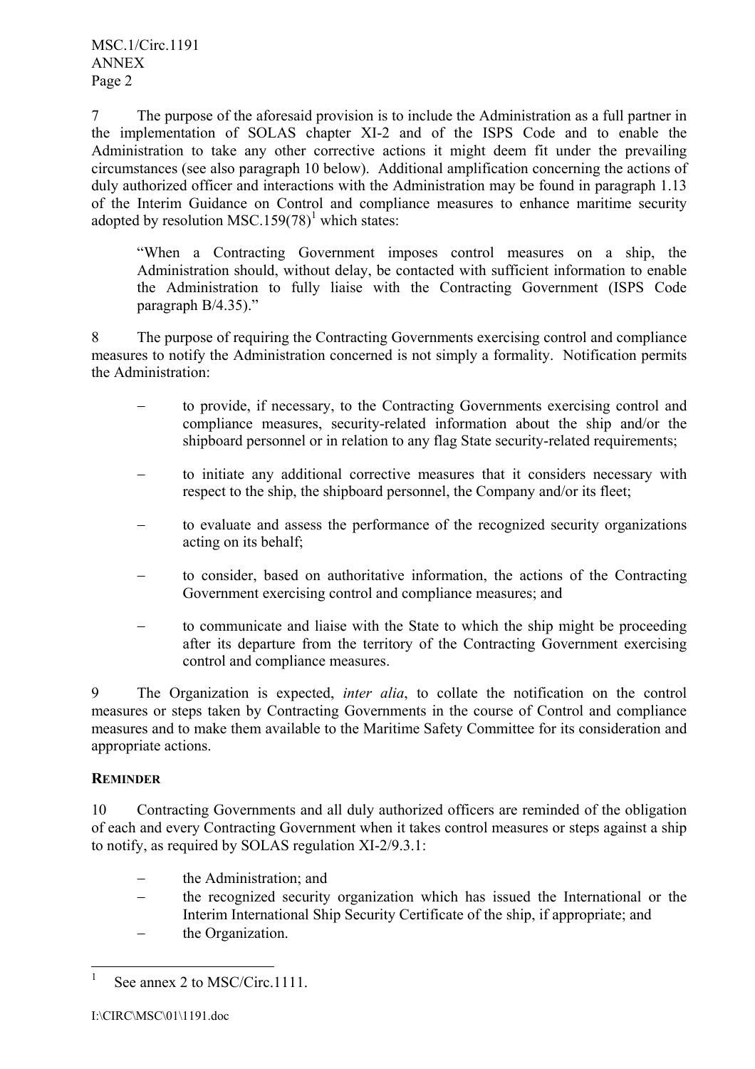7 The purpose of the aforesaid provision is to include the Administration as a full partner in the implementation of SOLAS chapter XI-2 and of the ISPS Code and to enable the Administration to take any other corrective actions it might deem fit under the prevailing circumstances (see also paragraph 10 below). Additional amplification concerning the actions of duly authorized officer and interactions with the Administration may be found in paragraph 1.13 of the Interim Guidance on Control and compliance measures to enhance maritime security adopted by resolution MSC.159(78)[1] which states:

> "When a Contracting Government imposes control measures on a ship, the Administration should, without delay, be contacted with sufficient information to enable the Administration to fully liaise with the Contracting Government (ISPS Code paragraph B/4.35)."

8 The purpose of requiring the Contracting Governments exercising control and compliance measures to notify the Administration concerned is not simply a formality. Notification permits the Administration:

- to provide, if necessary, to the Contracting Governments exercising control and compliance measures, security-related information about the ship and/or the shipboard personnel or in relation to any flag State security-related requirements;
- to initiate any additional corrective measures that it considers necessary with respect to the ship, the shipboard personnel, the Company and/or its fleet;
- to evaluate and assess the performance of the recognized security organizations acting on its behalf;
- to consider, based on authoritative information, the actions of the Contracting Government exercising control and compliance measures; and
- to communicate and liaise with the State to which the ship might be proceeding after its departure from the territory of the Contracting Government exercising control and compliance measures.

9 The Organization is expected, *inter alia*, to collate the notification on the control measures or steps taken by Contracting Governments in the course of Control and compliance measures and to make them available to the Maritime Safety Committee for its consideration and appropriate actions.

**REMINDER**

10 Contracting Governments and all duly authorized officers are reminded of the obligation of each and every Contracting Government when it takes control measures or steps against a ship to notify, as required by SOLAS regulation XI-2/9.3.1:

- the Administration; and
- the recognized security organization which has issued the International or the Interim International Ship Security Certificate of the ship, if appropriate; and
- the Organization.

---

[1] See annex 2 to MSC/Circ.1111.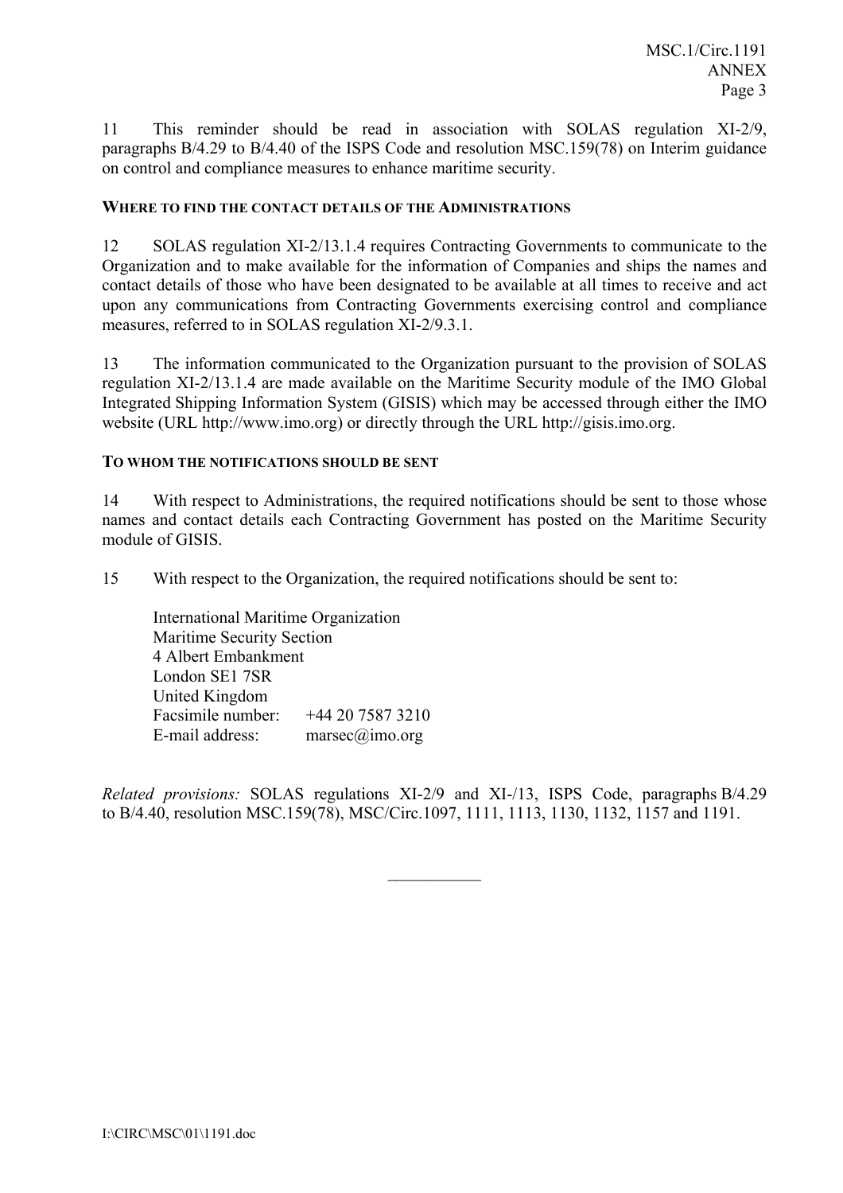11 This reminder should be read in association with SOLAS regulation XI-2/9, paragraphs B/4.29 to B/4.40 of the ISPS Code and resolution MSC.159(78) on Interim guidance on control and compliance measures to enhance maritime security.

**WHERE TO FIND THE CONTACT DETAILS OF THE ADMINISTRATIONS**

12 SOLAS regulation XI-2/13.1.4 requires Contracting Governments to communicate to the Organization and to make available for the information of Companies and ships the names and contact details of those who have been designated to be available at all times to receive and act upon any communications from Contracting Governments exercising control and compliance measures, referred to in SOLAS regulation XI-2/9.3.1.

13 The information communicated to the Organization pursuant to the provision of SOLAS regulation XI-2/13.1.4 are made available on the Maritime Security module of the IMO Global Integrated Shipping Information System (GISIS) which may be accessed through either the IMO website (URL http://www.imo.org) or directly through the URL http://gisis.imo.org.

**TO WHOM THE NOTIFICATIONS SHOULD BE SENT**

14 With respect to Administrations, the required notifications should be sent to those whose names and contact details each Contracting Government has posted on the Maritime Security module of GISIS.

15 With respect to the Organization, the required notifications should be sent to:

International Maritime Organization
Maritime Security Section
4 Albert Embankment
London SE1 7SR
United Kingdom
Facsimile number: +44 20 7587 3210
E-mail address: marsec@imo.org

*Related provisions:* SOLAS regulations XI-2/9 and XI-/13, ISPS Code, paragraphs B/4.29 to B/4.40, resolution MSC.159(78), MSC/Circ.1097, 1111, 1113, 1130, 1132, 1157 and 1191.

\_\_\_\_\_\_\_\_\_\_\_